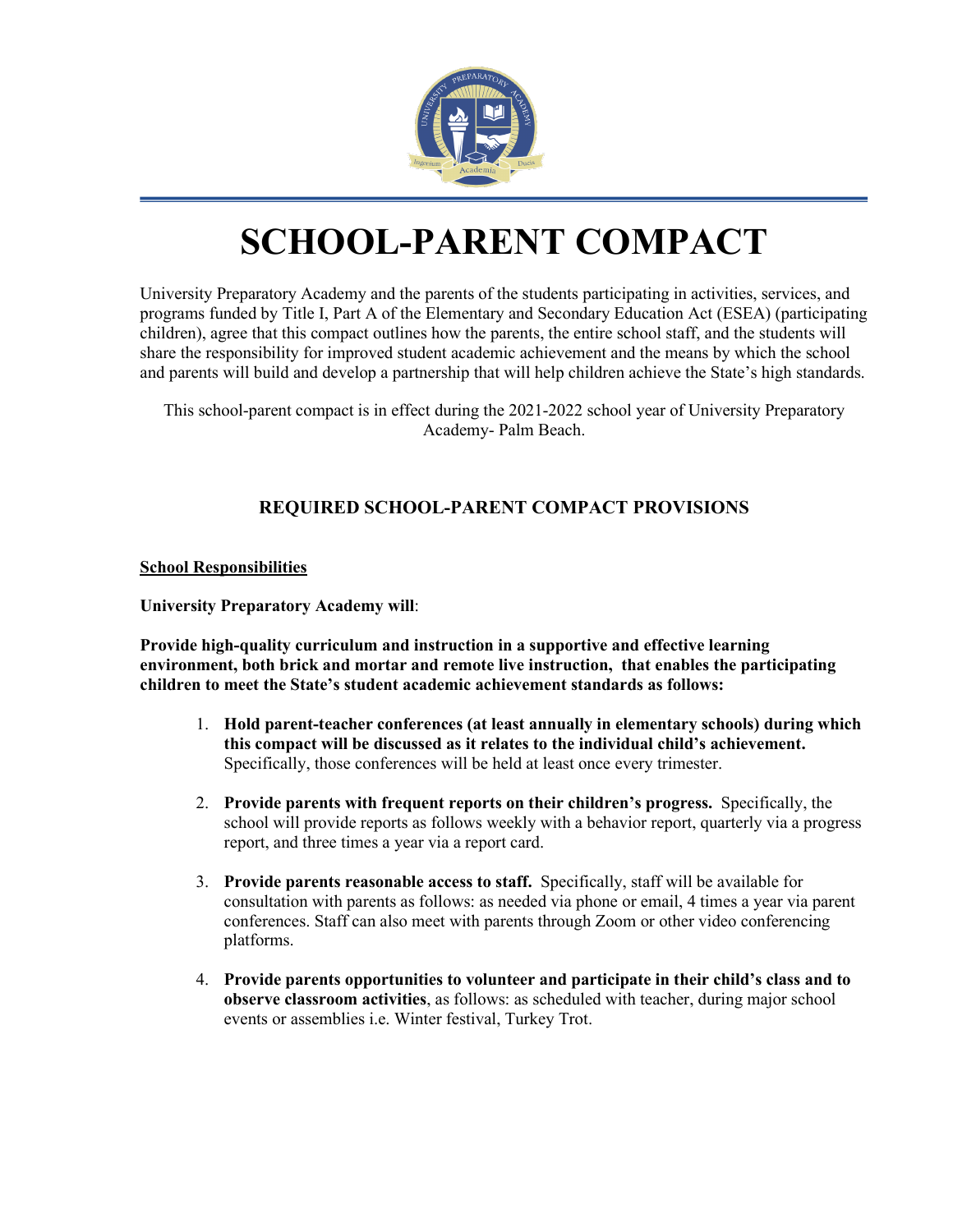# SCHOOL-PARENT COMPACT

University Preparatory Academy and the parents of the students participating in activities, services, and programs funded by Title I, Part A of the Elementary and Secondary Education Act (ESEA) (participating children), agree that this compact outlines how the parents, the entire school staff, and the students will share the responsibility for improved student academic achievement and the means by which the school and parents will build and develop a partnership that will help children achieve the State's high standards.

This school-parent compact is in effect during the 2021-2022 school year of University Preparatory Academy- Palm Beach.

## REQUIRED SCHOOL-PARENT COMPACT PROVISIONS

### School Responsibilities

**University Preparatory Academy will**:

**Provide high-quality curriculum and instruction in a supportive and effective learning environment, both brick and mortar and remote live instruction, that enables the participating children to meet the State's student academic achievement standards as follows:**

1. **Hold parent-teacher conferences (at least annually in elementary schools) during which this compact will be discussed as it relates to the individual child's achievement.** Specifically, those conferences will be held at least once every trimester.

2. **Provide parents with frequent reports on their children's progress.** Specifically, the school will provide reports as follows weekly with a behavior report, quarterly via a progress report, and three times a year via a report card.

3. **Provide parents reasonable access to staff.** Specifically, staff will be available for consultation with parents as follows: as needed via phone or email, 4 times a year via parent conferences. Staff can also meet with parents through Zoom or other video conferencing platforms.

4. **Provide parents opportunities to volunteer and participate in their child's class and to observe classroom activities**, as follows: as scheduled with teacher, during major school events or assemblies i.e. Winter festival, Turkey Trot.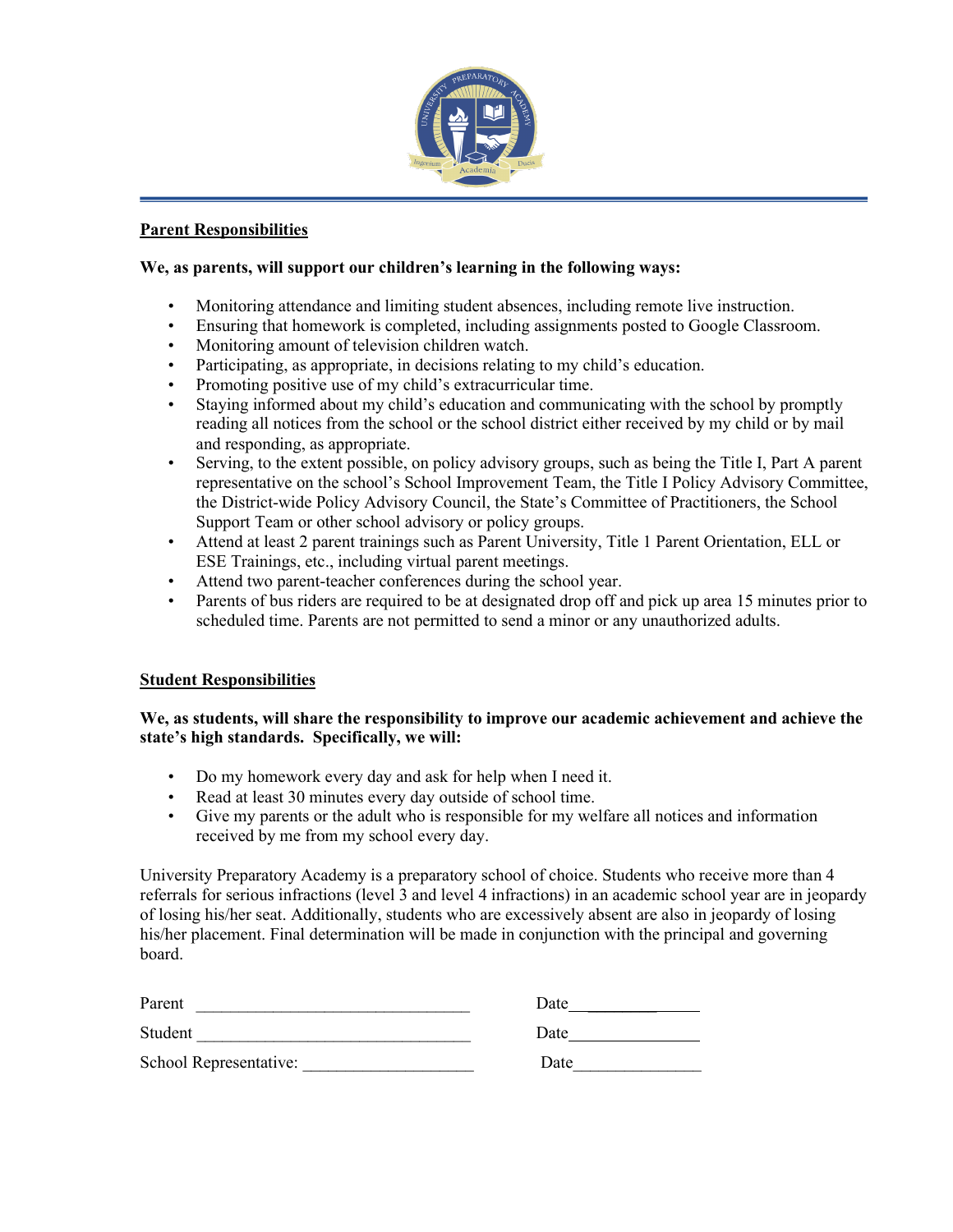**Parent Responsibilities**

**We, as parents, will support our children's learning in the following ways:**

- Monitoring attendance and limiting student absences, including remote live instruction.
- Ensuring that homework is completed, including assignments posted to Google Classroom.
- Monitoring amount of television children watch.
- Participating, as appropriate, in decisions relating to my child's education.
- Promoting positive use of my child's extracurricular time.
- Staying informed about my child's education and communicating with the school by promptly reading all notices from the school or the school district either received by my child or by mail and responding, as appropriate.
- Serving, to the extent possible, on policy advisory groups, such as being the Title I, Part A parent representative on the school's School Improvement Team, the Title I Policy Advisory Committee, the District-wide Policy Advisory Council, the State's Committee of Practitioners, the School Support Team or other school advisory or policy groups.
- Attend at least 2 parent trainings such as Parent University, Title 1 Parent Orientation, ELL or ESE Trainings, etc., including virtual parent meetings.
- Attend two parent-teacher conferences during the school year.
- Parents of bus riders are required to be at designated drop off and pick up area 15 minutes prior to scheduled time. Parents are not permitted to send a minor or any unauthorized adults.

**Student Responsibilities**

**We, as students, will share the responsibility to improve our academic achievement and achieve the state's high standards. Specifically, we will:**

- Do my homework every day and ask for help when I need it.
- Read at least 30 minutes every day outside of school time.
- Give my parents or the adult who is responsible for my welfare all notices and information received by me from my school every day.

University Preparatory Academy is a preparatory school of choice. Students who receive more than 4 referrals for serious infractions (level 3 and level 4 infractions) in an academic school year are in jeopardy of losing his/her seat. Additionally, students who are excessively absent are also in jeopardy of losing his/her placement. Final determination will be made in conjunction with the principal and governing board.

Parent ________________________________ Date______________

Student ________________________________ Date______________

School Representative: ____________________ Date______________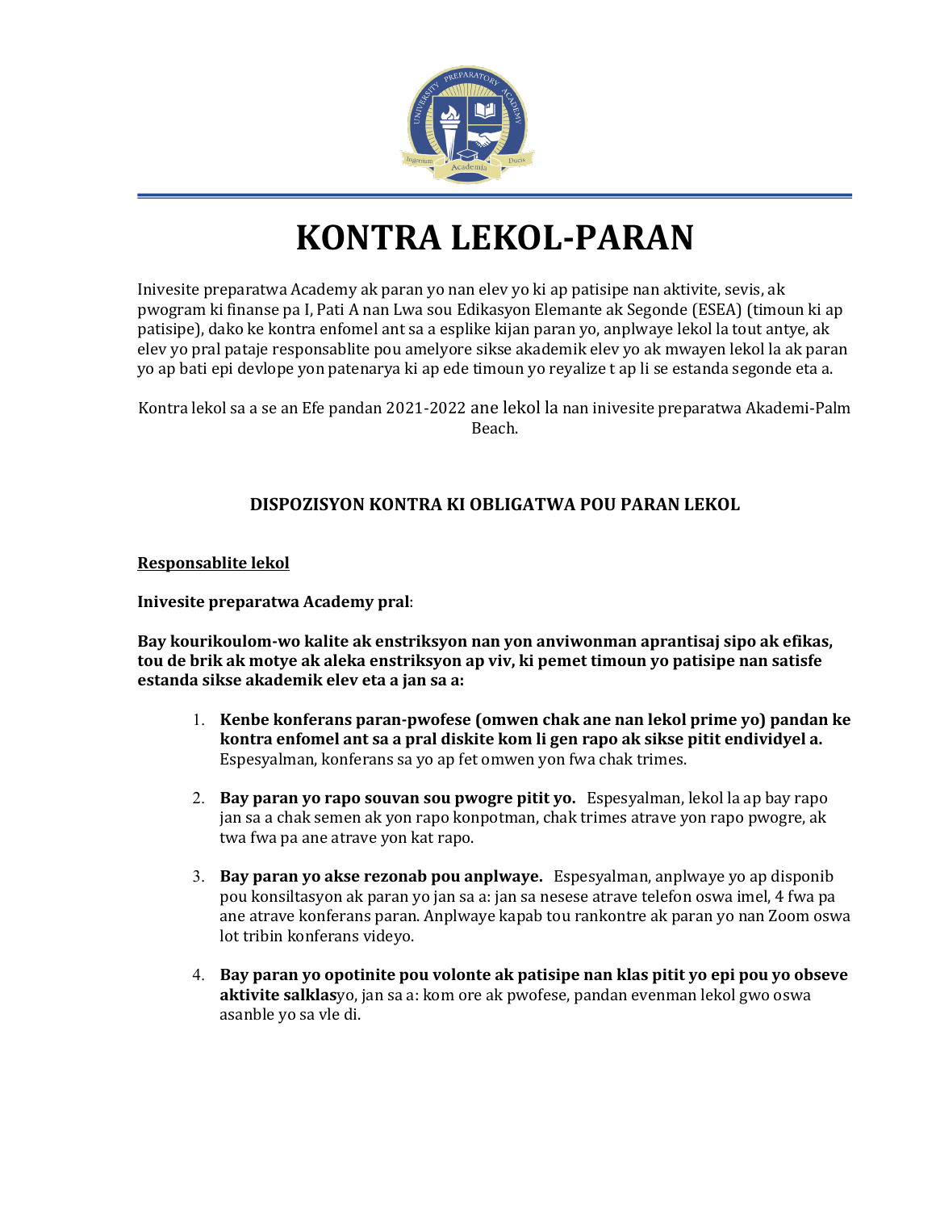# KONTRA LEKOL-PARAN

Inivesite preparatwa Academy ak paran yo nan elev yo ki ap patisipe nan aktivite, sevis, ak pwogram ki finanse pa I, Pati A nan Lwa sou Edikasyon Elemante ak Segonde (ESEA) (timoun ki ap patisipe), dako ke kontra enfomel ant sa a esplike kijan paran yo, anplwaye lekol la tout antye, ak elev yo pral pataje responsablite pou amelyore sikse akademik elev yo ak mwayen lekol la ak paran yo ap bati epi devlope yon patenarya ki ap ede timoun yo reyalize t ap li se estanda segonde eta a.

Kontra lekol sa a se an Efe pandan 2021-2022 ane lekol la nan inivesite preparatwa Akademi-Palm Beach.

### DISPOZISYON KONTRA KI OBLIGATWA POU PARAN LEKOL

**Responsablite lekol**

**Inivesite preparatwa Academy pral**:

**Bay kourikoulom-wo kalite ak enstriksyon nan yon anviwonman aprantisaj sipo ak efikas, tou de brik ak motye ak aleka enstriksyon ap viv, ki pemet timoun yo patisipe nan satisfe estanda sikse akademik elev eta a jan sa a:**

1. **Kenbe konferans paran-pwofese (omwen chak ane nan lekol prime yo) pandan ke kontra enfomel ant sa a pral diskite kom li gen rapo ak sikse pitit endividyel a.** Espesyalman, konferans sa yo ap fet omwen yon fwa chak trimes.

2. **Bay paran yo rapo souvan sou pwogre pitit yo.** Espesyalman, lekol la ap bay rapo jan sa a chak semen ak yon rapo konpotman, chak trimes atrave yon rapo pwogre, ak twa fwa pa ane atrave yon kat rapo.

3. **Bay paran yo akse rezonab pou anplwaye.** Espesyalman, anplwaye yo ap disponib pou konsiltasyon ak paran yo jan sa a: jan sa nesese atrave telefon oswa imel, 4 fwa pa ane atrave konferans paran. Anplwaye kapab tou rankontre ak paran yo nan Zoom oswa lot tribin konferans videyo.

4. **Bay paran yo opotinite pou volonte ak patisipe nan klas pitit yo epi pou yo obseve aktivite salklas**yo, jan sa a: kom ore ak pwofese, pandan evenman lekol gwo oswa asanble yo sa vle di.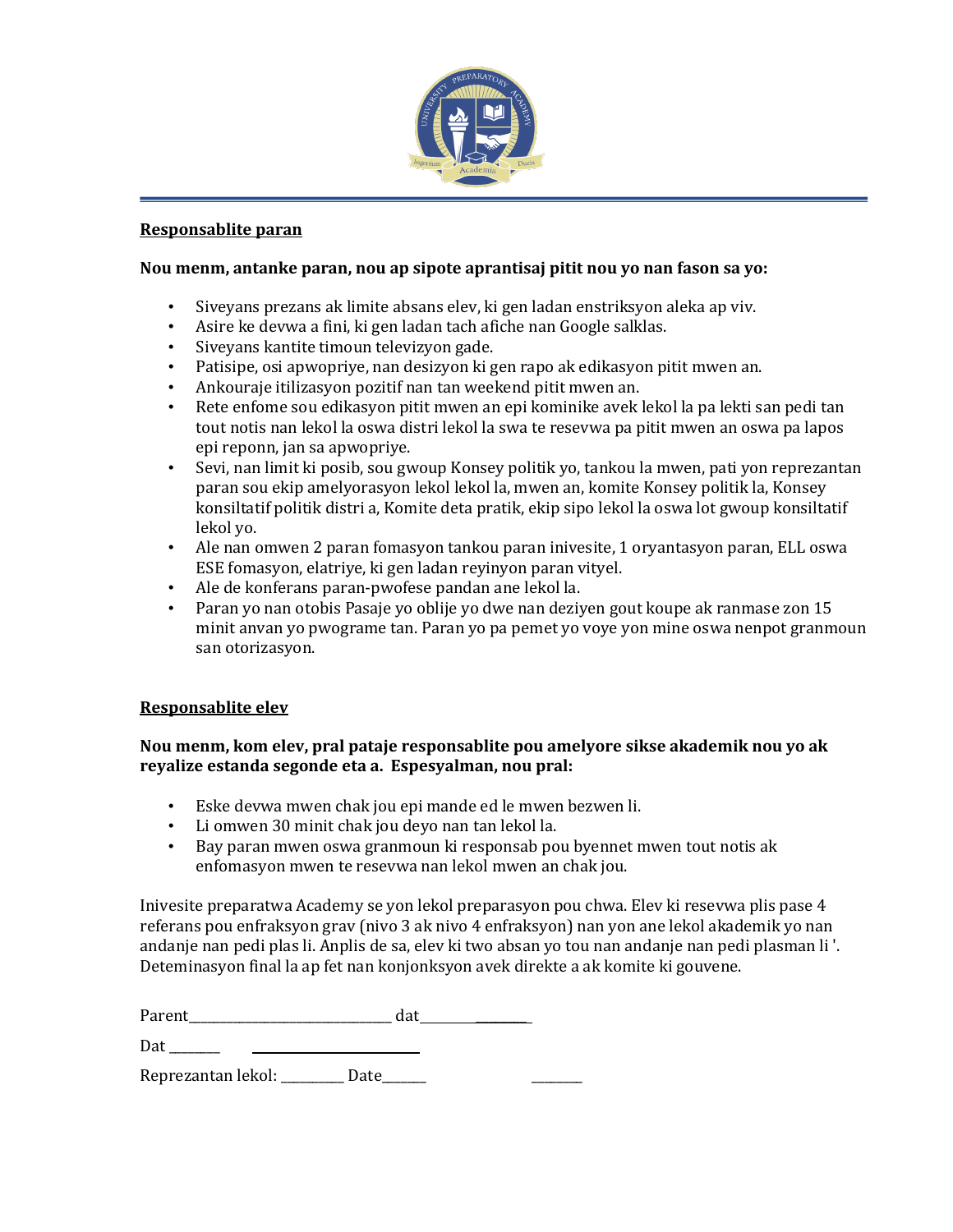**Responsablite paran**

**Nou menm, antanke paran, nou ap sipote aprantisaj pitit nou yo nan fason sa yo:**

- Siveyans prezans ak limite absans elev, ki gen ladan enstriksyon aleka ap viv.
- Asire ke devwa a fini, ki gen ladan tach afiche nan Google salklas.
- Siveyans kantite timoun televizyon gade.
- Patisipe, osi apwopriye, nan desizyon ki gen rapo ak edikasyon pitit mwen an.
- Ankouraje itilizasyon pozitif nan tan weekend pitit mwen an.
- Rete enfome sou edikasyon pitit mwen an epi kominike avek lekol la pa lekti san pedi tan tout notis nan lekol la oswa distri lekol la swa te resevwa pa pitit mwen an oswa pa lapos epi reponn, jan sa apwopriye.
- Sevi, nan limit ki posib, sou gwoup Konsey politik yo, tankou la mwen, pati yon reprezantan paran sou ekip amelyorasyon lekol lekol la, mwen an, komite Konsey politik la, Konsey konsiltatif politik distri a, Komite deta pratik, ekip sipo lekol la oswa lot gwoup konsiltatif lekol yo.
- Ale nan omwen 2 paran fomasyon tankou paran inivesite, 1 oryantasyon paran, ELL oswa ESE fomasyon, elatriye, ki gen ladan reyinyon paran vityel.
- Ale de konferans paran-pwofese pandan ane lekol la.
- Paran yo nan otobis Pasaje yo oblije yo dwe nan deziyen gout koupe ak ranmase zon 15 minit anvan yo pwograme tan. Paran yo pa pemet yo voye yon mine oswa nenpot granmoun san otorizasyon.

**Responsablite elev**

**Nou menm, kom elev, pral pataje responsablite pou amelyore sikse akademik nou yo ak reyalize estanda segonde eta a. Espesyalman, nou pral:**

- Eske devwa mwen chak jou epi mande ed le mwen bezwen li.
- Li omwen 30 minit chak jou deyo nan tan lekol la.
- Bay paran mwen oswa granmoun ki responsab pou byennet mwen tout notis ak enfomasyon mwen te resevwa nan lekol mwen an chak jou.

Inivesite preparatwa Academy se yon lekol preparasyon pou chwa. Elev ki resevwa plis pase 4 referans pou enfraksyon grav (nivo 3 ak nivo 4 enfraksyon) nan yon ane lekol akademik yo nan andanje nan pedi plas li. Anplis de sa, elev ki two absan yo tou nan andanje nan pedi plasman li '. Deteminasyon final la ap fet nan konjonksyon avek direkte a ak komite ki gouvene.

Parent_____________________________ dat________________

Dat _______ ________________________

Reprezantan lekol: _________ Date______ _______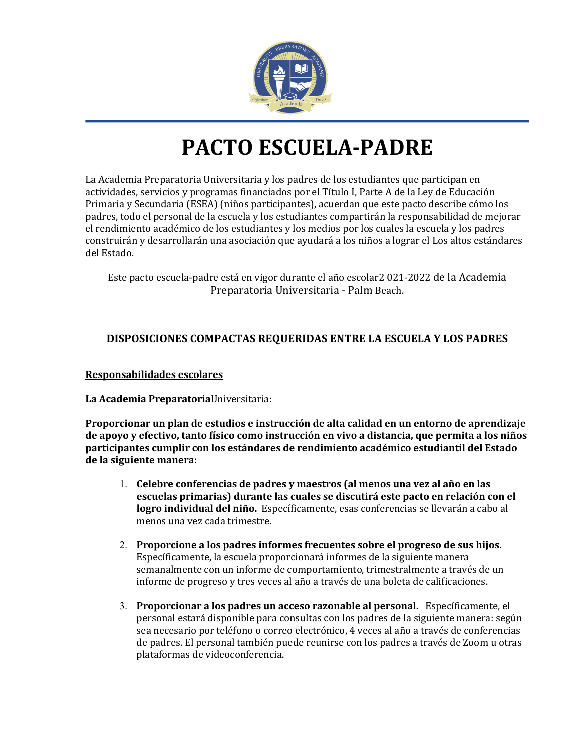# PACTO ESCUELA-PADRE

La Academia Preparatoria Universitaria y los padres de los estudiantes que participan en actividades, servicios y programas financiados por el Título I, Parte A de la Ley de Educación Primaria y Secundaria (ESEA) (niños participantes), acuerdan que este pacto describe cómo los padres, todo el personal de la escuela y los estudiantes compartirán la responsabilidad de mejorar el rendimiento académico de los estudiantes y los medios por los cuales la escuela y los padres construirán y desarrollarán una asociación que ayudará a los niños a lograr el Los altos estándares del Estado.

Este pacto escuela-padre está en vigor durante el año escolar2 021-2022 de la Academia Preparatoria Universitaria - Palm Beach.

### DISPOSICIONES COMPACTAS REQUERIDAS ENTRE LA ESCUELA Y LOS PADRES

**Responsabilidades escolares**

**La Academia Preparatoria**Universitaria:

**Proporcionar un plan de estudios e instrucción de alta calidad en un entorno de aprendizaje de apoyo y efectivo, tanto físico como instrucción en vivo a distancia, que permita a los niños participantes cumplir con los estándares de rendimiento académico estudiantil del Estado de la siguiente manera:**

1. **Celebre conferencias de padres y maestros (al menos una vez al año en las escuelas primarias) durante las cuales se discutirá este pacto en relación con el logro individual del niño.** Específicamente, esas conferencias se llevarán a cabo al menos una vez cada trimestre.

2. **Proporcione a los padres informes frecuentes sobre el progreso de sus hijos.** Específicamente, la escuela proporcionará informes de la siguiente manera semanalmente con un informe de comportamiento, trimestralmente a través de un informe de progreso y tres veces al año a través de una boleta de calificaciones.

3. **Proporcionar a los padres un acceso razonable al personal.** Específicamente, el personal estará disponible para consultas con los padres de la siguiente manera: según sea necesario por teléfono o correo electrónico, 4 veces al año a través de conferencias de padres. El personal también puede reunirse con los padres a través de Zoom u otras plataformas de videoconferencia.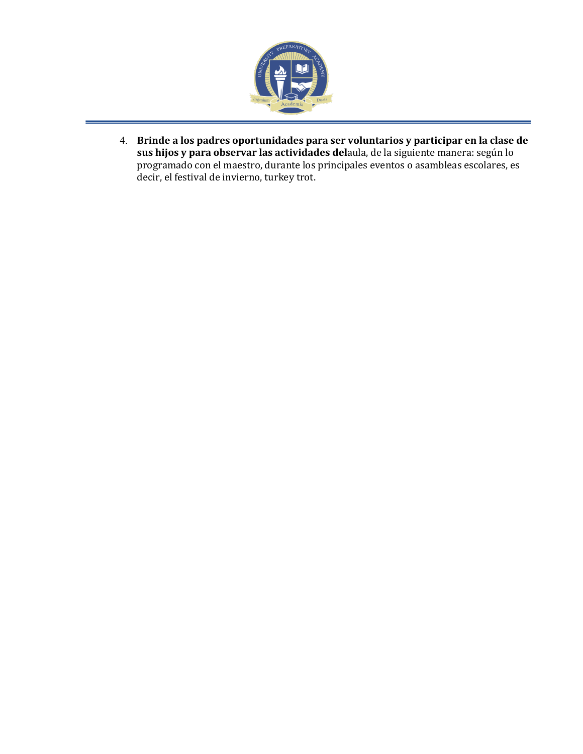4. **Brinde a los padres oportunidades para ser voluntarios y participar en la clase de sus hijos y para observar las actividades del**aula, de la siguiente manera: según lo programado con el maestro, durante los principales eventos o asambleas escolares, es decir, el festival de invierno, turkey trot.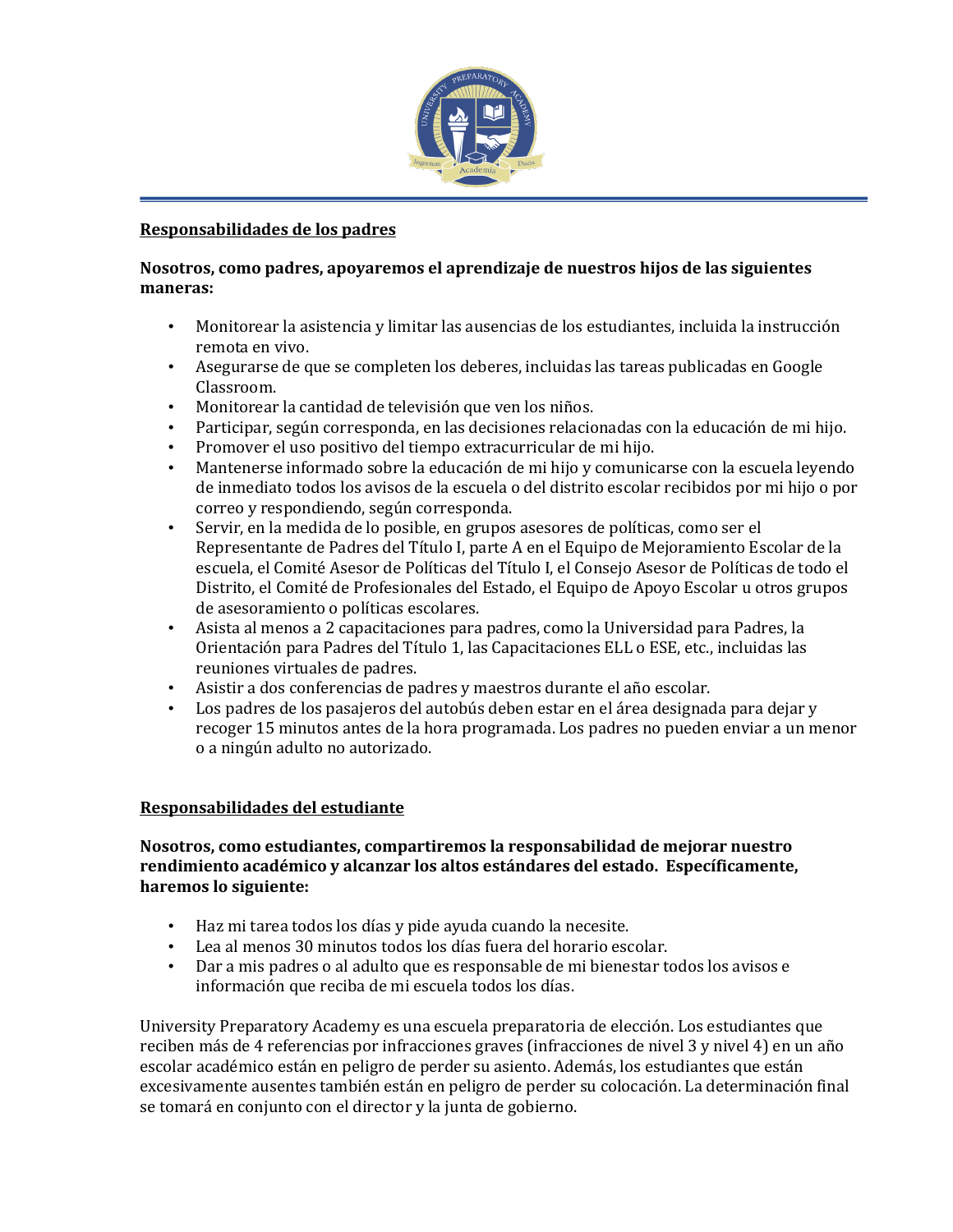**<u>Responsabilidades de los padres</u>**

**Nosotros, como padres, apoyaremos el aprendizaje de nuestros hijos de las siguientes maneras:**

- Monitorear la asistencia y limitar las ausencias de los estudiantes, incluida la instrucción remota en vivo.
- Asegurarse de que se completen los deberes, incluidas las tareas publicadas en Google Classroom.
- Monitorear la cantidad de televisión que ven los niños.
- Participar, según corresponda, en las decisiones relacionadas con la educación de mi hijo.
- Promover el uso positivo del tiempo extracurricular de mi hijo.
- Mantenerse informado sobre la educación de mi hijo y comunicarse con la escuela leyendo de inmediato todos los avisos de la escuela o del distrito escolar recibidos por mi hijo o por correo y respondiendo, según corresponda.
- Servir, en la medida de lo posible, en grupos asesores de políticas, como ser el Representante de Padres del Título I, parte A en el Equipo de Mejoramiento Escolar de la escuela, el Comité Asesor de Políticas del Título I, el Consejo Asesor de Políticas de todo el Distrito, el Comité de Profesionales del Estado, el Equipo de Apoyo Escolar u otros grupos de asesoramiento o políticas escolares.
- Asista al menos a 2 capacitaciones para padres, como la Universidad para Padres, la Orientación para Padres del Título 1, las Capacitaciones ELL o ESE, etc., incluidas las reuniones virtuales de padres.
- Asistir a dos conferencias de padres y maestros durante el año escolar.
- Los padres de los pasajeros del autobús deben estar en el área designada para dejar y recoger 15 minutos antes de la hora programada. Los padres no pueden enviar a un menor o a ningún adulto no autorizado.

**<u>Responsabilidades del estudiante</u>**

**Nosotros, como estudiantes, compartiremos la responsabilidad de mejorar nuestro rendimiento académico y alcanzar los altos estándares del estado. Específicamente, haremos lo siguiente:**

- Haz mi tarea todos los días y pide ayuda cuando la necesite.
- Lea al menos 30 minutos todos los días fuera del horario escolar.
- Dar a mis padres o al adulto que es responsable de mi bienestar todos los avisos e información que reciba de mi escuela todos los días.

University Preparatory Academy es una escuela preparatoria de elección. Los estudiantes que reciben más de 4 referencias por infracciones graves (infracciones de nivel 3 y nivel 4) en un año escolar académico están en peligro de perder su asiento. Además, los estudiantes que están excesivamente ausentes también están en peligro de perder su colocación. La determinación final se tomará en conjunto con el director y la junta de gobierno.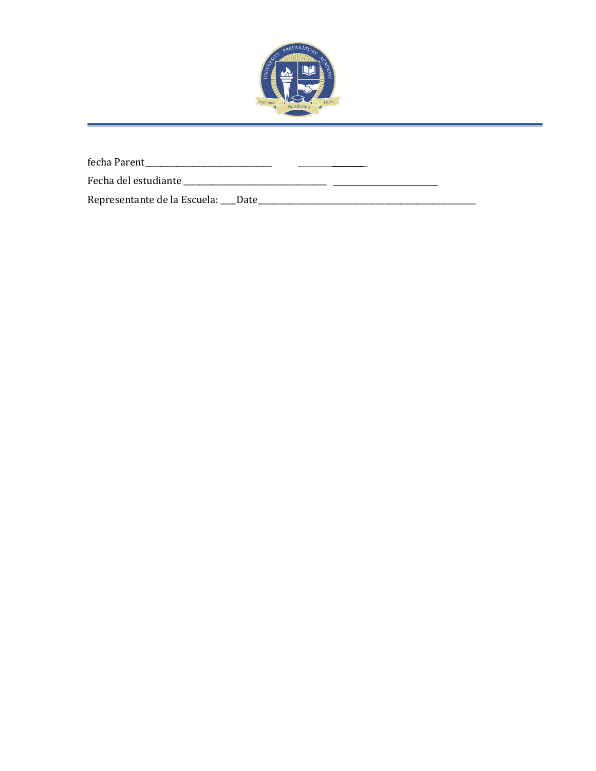fecha Parent______________________________ _______________

Fecha del estudiante __________________________________ _________________________

Representante de la Escuela: ____Date____________________________________________________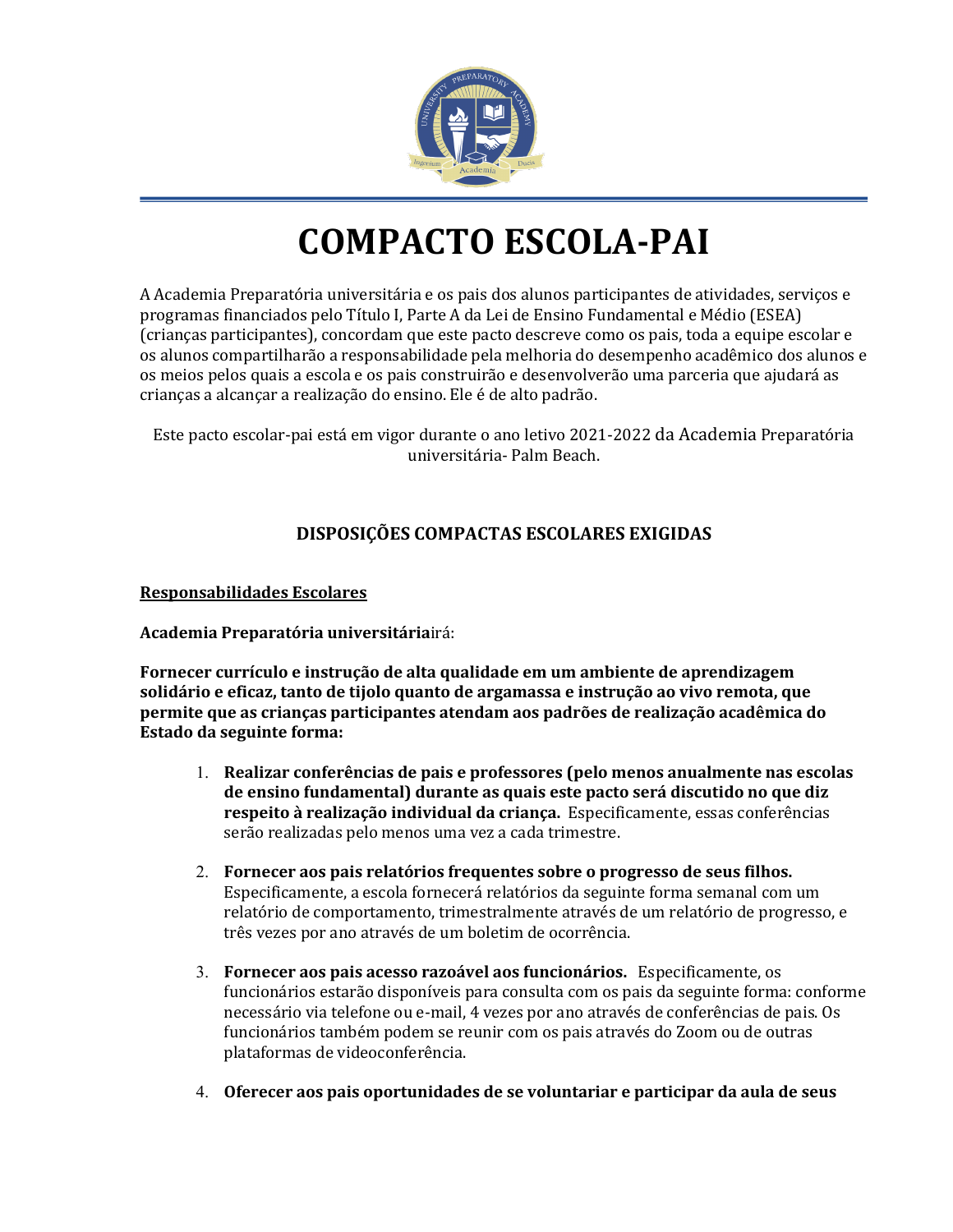# COMPACTO ESCOLA-PAI

A Academia Preparatória universitária e os pais dos alunos participantes de atividades, serviços e programas financiados pelo Título I, Parte A da Lei de Ensino Fundamental e Médio (ESEA) (crianças participantes), concordam que este pacto descreve como os pais, toda a equipe escolar e os alunos compartilharão a responsabilidade pela melhoria do desempenho acadêmico dos alunos e os meios pelos quais a escola e os pais construirão e desenvolverão uma parceria que ajudará as crianças a alcançar a realização do ensino. Ele é de alto padrão.

Este pacto escolar-pai está em vigor durante o ano letivo 2021-2022 da Academia Preparatória universitária- Palm Beach.

## DISPOSIÇÕES COMPACTAS ESCOLARES EXIGIDAS

**Responsabilidades Escolares**

**Academia Preparatória universitária**irá:

**Fornecer currículo e instrução de alta qualidade em um ambiente de aprendizagem solidário e eficaz, tanto de tijolo quanto de argamassa e instrução ao vivo remota, que permite que as crianças participantes atendam aos padrões de realização acadêmica do Estado da seguinte forma:**

1. **Realizar conferências de pais e professores (pelo menos anualmente nas escolas de ensino fundamental) durante as quais este pacto será discutido no que diz respeito à realização individual da criança.** Especificamente, essas conferências serão realizadas pelo menos uma vez a cada trimestre.
2. **Fornecer aos pais relatórios frequentes sobre o progresso de seus filhos.** Especificamente, a escola fornecerá relatórios da seguinte forma semanal com um relatório de comportamento, trimestralmente através de um relatório de progresso, e três vezes por ano através de um boletim de ocorrência.
3. **Fornecer aos pais acesso razoável aos funcionários.** Especificamente, os funcionários estarão disponíveis para consulta com os pais da seguinte forma: conforme necessário via telefone ou e-mail, 4 vezes por ano através de conferências de pais. Os funcionários também podem se reunir com os pais através do Zoom ou de outras plataformas de videoconferência.
4. **Oferecer aos pais oportunidades de se voluntariar e participar da aula de seus**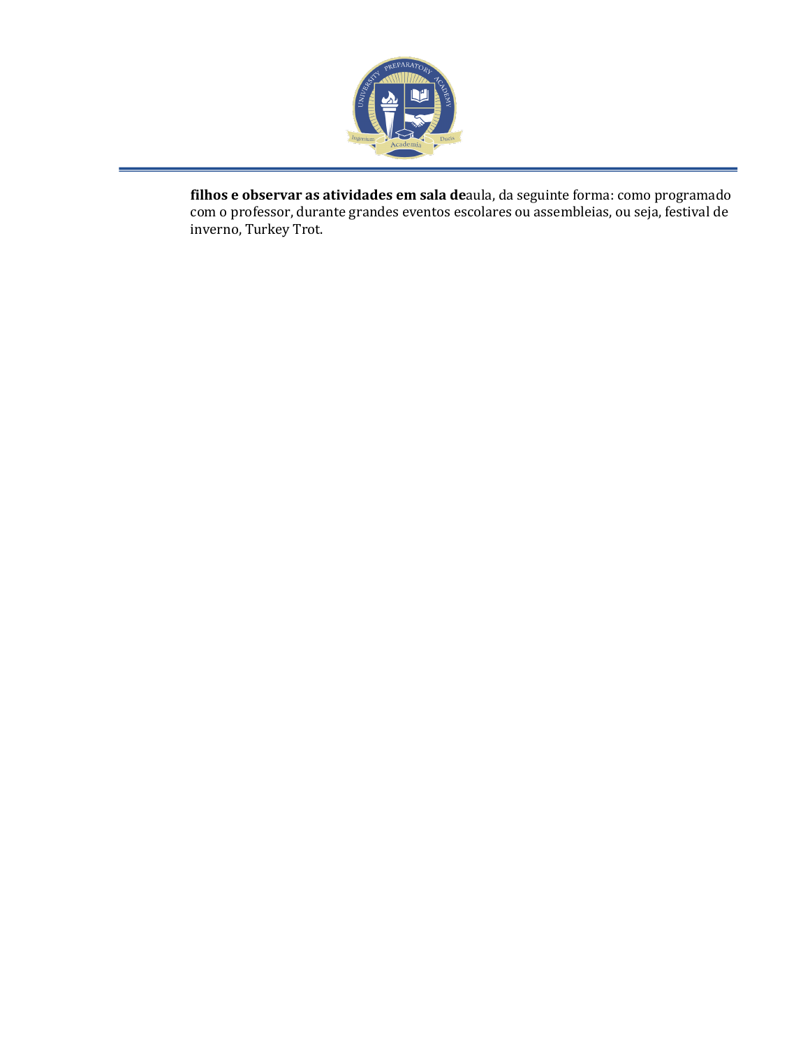**filhos e observar as atividades em sala de**aula, da seguinte forma: como programado com o professor, durante grandes eventos escolares ou assembleias, ou seja, festival de inverno, Turkey Trot.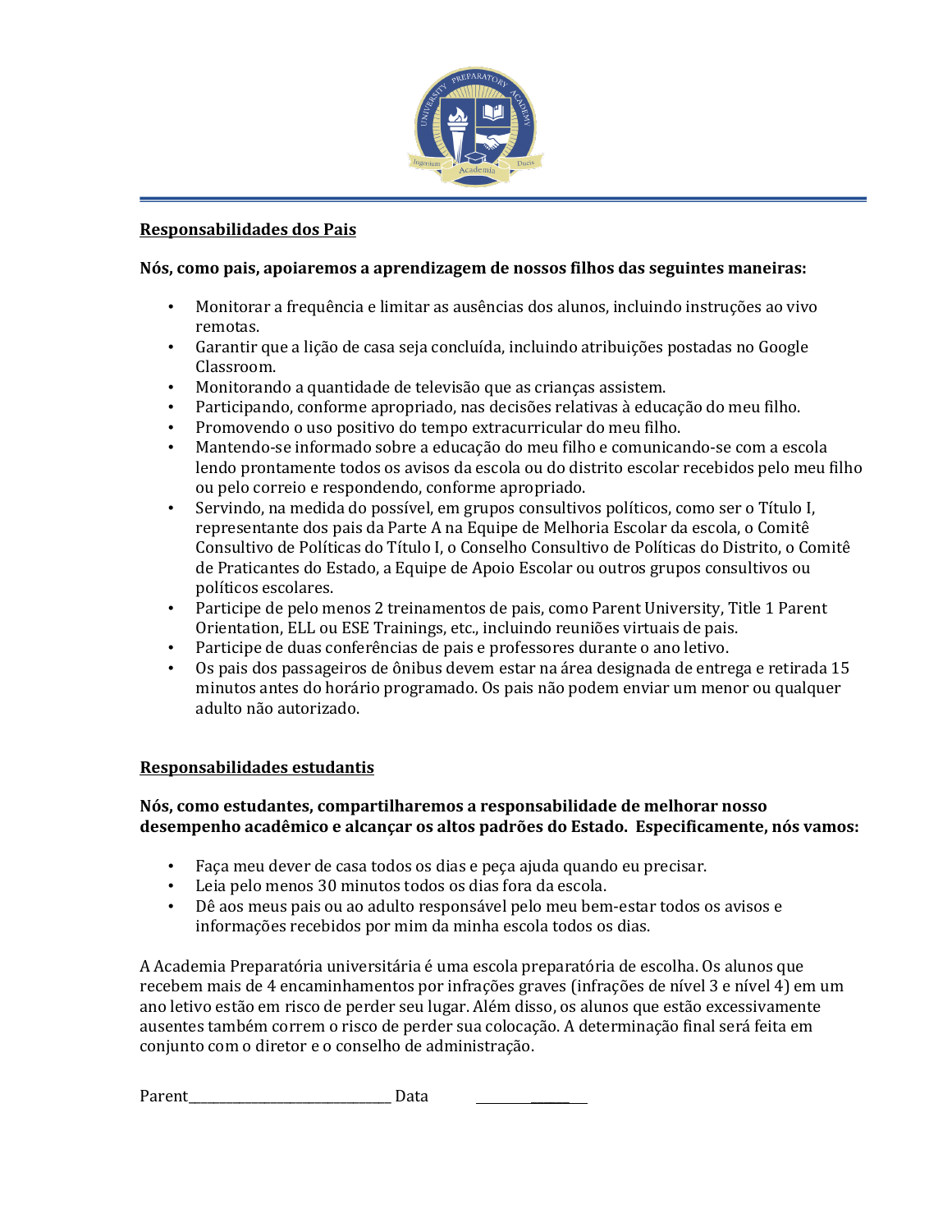**Responsabilidades dos Pais**

**Nós, como pais, apoiaremos a aprendizagem de nossos filhos das seguintes maneiras:**

- Monitorar a frequência e limitar as ausências dos alunos, incluindo instruções ao vivo remotas.
- Garantir que a lição de casa seja concluída, incluindo atribuições postadas no Google Classroom.
- Monitorando a quantidade de televisão que as crianças assistem.
- Participando, conforme apropriado, nas decisões relativas à educação do meu filho.
- Promovendo o uso positivo do tempo extracurricular do meu filho.
- Mantendo-se informado sobre a educação do meu filho e comunicando-se com a escola lendo prontamente todos os avisos da escola ou do distrito escolar recebidos pelo meu filho ou pelo correio e respondendo, conforme apropriado.
- Servindo, na medida do possível, em grupos consultivos políticos, como ser o Título I, representante dos pais da Parte A na Equipe de Melhoria Escolar da escola, o Comitê Consultivo de Políticas do Título I, o Conselho Consultivo de Políticas do Distrito, o Comitê de Praticantes do Estado, a Equipe de Apoio Escolar ou outros grupos consultivos ou políticos escolares.
- Participe de pelo menos 2 treinamentos de pais, como Parent University, Title 1 Parent Orientation, ELL ou ESE Trainings, etc., incluindo reuniões virtuais de pais.
- Participe de duas conferências de pais e professores durante o ano letivo.
- Os pais dos passageiros de ônibus devem estar na área designada de entrega e retirada 15 minutos antes do horário programado. Os pais não podem enviar um menor ou qualquer adulto não autorizado.

**Responsabilidades estudantis**

**Nós, como estudantes, compartilharemos a responsabilidade de melhorar nosso desempenho acadêmico e alcançar os altos padrões do Estado. Especificamente, nós vamos:**

- Faça meu dever de casa todos os dias e peça ajuda quando eu precisar.
- Leia pelo menos 30 minutos todos os dias fora da escola.
- Dê aos meus pais ou ao adulto responsável pelo meu bem-estar todos os avisos e informações recebidos por mim da minha escola todos os dias.

A Academia Preparatória universitária é uma escola preparatória de escolha. Os alunos que recebem mais de 4 encaminhamentos por infrações graves (infrações de nível 3 e nível 4) em um ano letivo estão em risco de perder seu lugar. Além disso, os alunos que estão excessivamente ausentes também correm o risco de perder sua colocação. A determinação final será feita em conjunto com o diretor e o conselho de administração.

Parent_______________________________ Data ______________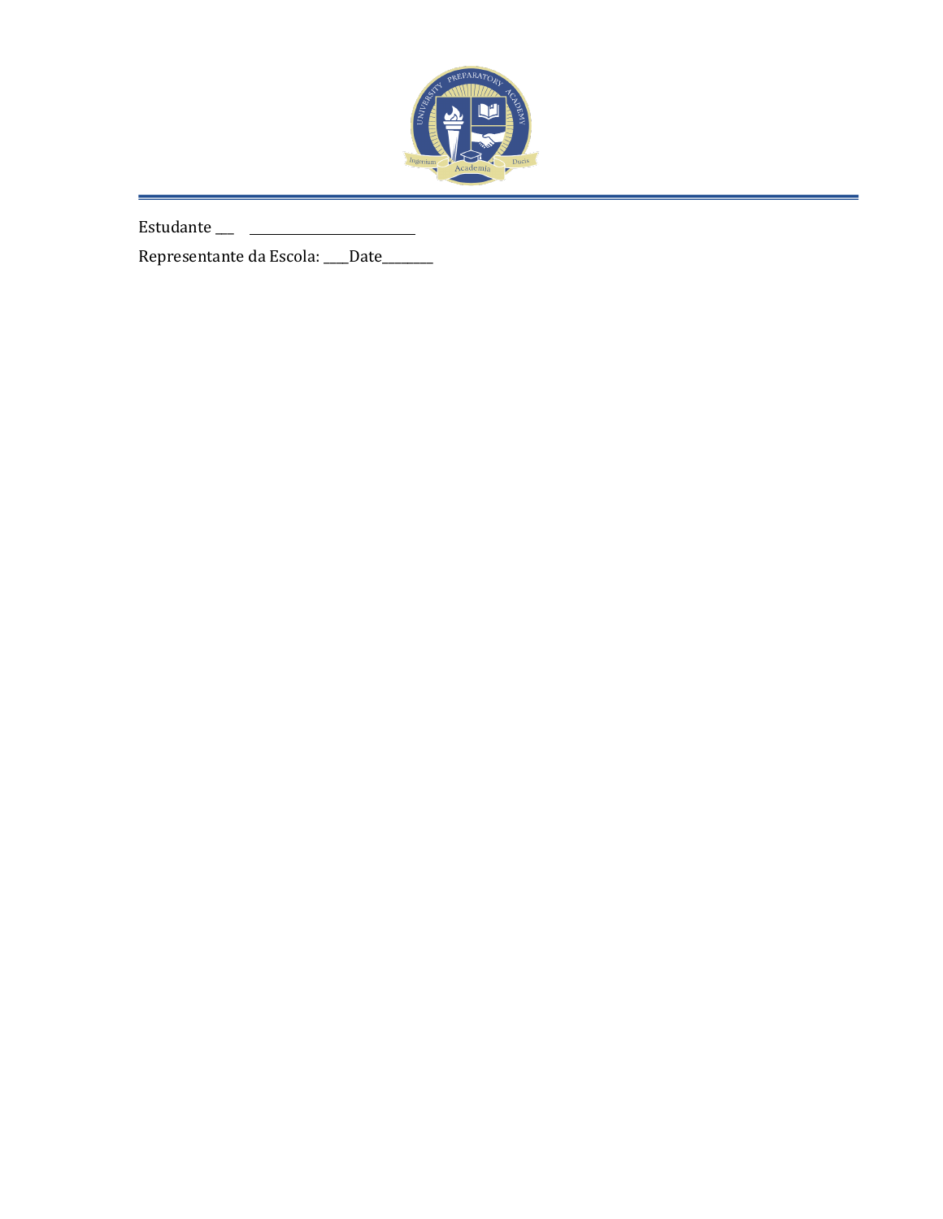Estudante ___ ________________________

Representante da Escola: ____Date________